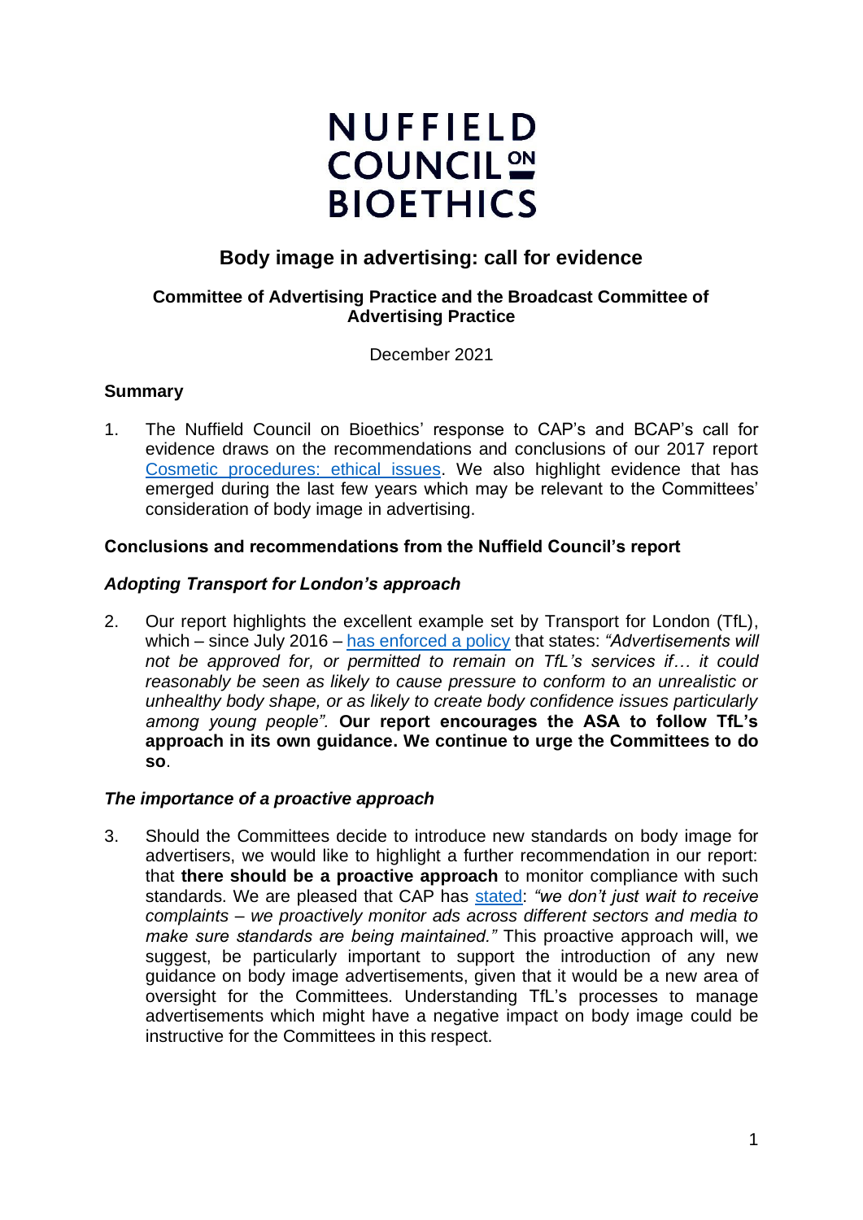# NUFFIELD COUNCIL ON BIOETHICS

## Body image in advertising: call for evidence

**Committee of Advertising Practice and the Broadcast Committee of Advertising Practice**

December 2021

### Summary

1. The Nuffield Council on Bioethics' response to CAP's and BCAP's call for evidence draws on the recommendations and conclusions of our 2017 report [Cosmetic procedures: ethical issues](). We also highlight evidence that has emerged during the last few years which may be relevant to the Committees' consideration of body image in advertising.

### Conclusions and recommendations from the Nuffield Council's report

#### *Adopting Transport for London's approach*

2. Our report highlights the excellent example set by Transport for London (TfL), which – since July 2016 – [has enforced a policy]() that states: *"Advertisements will not be approved for, or permitted to remain on TfL's services if… it could reasonably be seen as likely to cause pressure to conform to an unrealistic or unhealthy body shape, or as likely to create body confidence issues particularly among young people".* **Our report encourages the ASA to follow TfL's approach in its own guidance. We continue to urge the Committees to do so**.

#### *The importance of a proactive approach*

3. Should the Committees decide to introduce new standards on body image for advertisers, we would like to highlight a further recommendation in our report: that **there should be a proactive approach** to monitor compliance with such standards. We are pleased that CAP has [stated](): *"we don't just wait to receive complaints – we proactively monitor ads across different sectors and media to make sure standards are being maintained."* This proactive approach will, we suggest, be particularly important to support the introduction of any new guidance on body image advertisements, given that it would be a new area of oversight for the Committees. Understanding TfL's processes to manage advertisements which might have a negative impact on body image could be instructive for the Committees in this respect.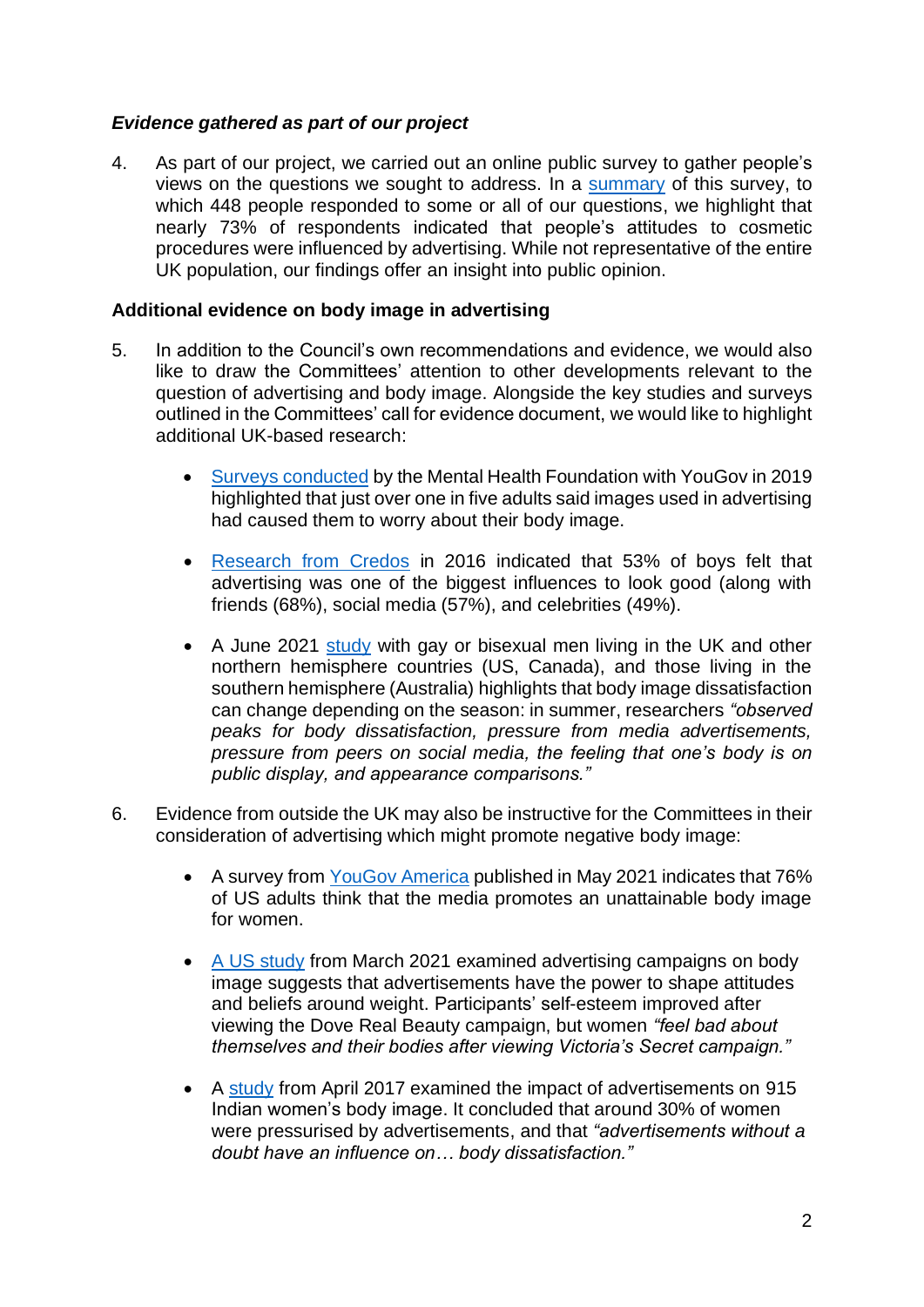### *Evidence gathered as part of our project*

4. As part of our project, we carried out an online public survey to gather people's views on the questions we sought to address. In a summary of this survey, to which 448 people responded to some or all of our questions, we highlight that nearly 73% of respondents indicated that people's attitudes to cosmetic procedures were influenced by advertising. While not representative of the entire UK population, our findings offer an insight into public opinion.

### Additional evidence on body image in advertising

5. In addition to the Council's own recommendations and evidence, we would also like to draw the Committees' attention to other developments relevant to the question of advertising and body image. Alongside the key studies and surveys outlined in the Committees' call for evidence document, we would like to highlight additional UK-based research:

    - Surveys conducted by the Mental Health Foundation with YouGov in 2019 highlighted that just over one in five adults said images used in advertising had caused them to worry about their body image.

    - Research from Credos in 2016 indicated that 53% of boys felt that advertising was one of the biggest influences to look good (along with friends (68%), social media (57%), and celebrities (49%).

    - A June 2021 study with gay or bisexual men living in the UK and other northern hemisphere countries (US, Canada), and those living in the southern hemisphere (Australia) highlights that body image dissatisfaction can change depending on the season: in summer, researchers *"observed peaks for body dissatisfaction, pressure from media advertisements, pressure from peers on social media, the feeling that one's body is on public display, and appearance comparisons."*

6. Evidence from outside the UK may also be instructive for the Committees in their consideration of advertising which might promote negative body image:

    - A survey from YouGov America published in May 2021 indicates that 76% of US adults think that the media promotes an unattainable body image for women.

    - A US study from March 2021 examined advertising campaigns on body image suggests that advertisements have the power to shape attitudes and beliefs around weight. Participants' self-esteem improved after viewing the Dove Real Beauty campaign, but women *"feel bad about themselves and their bodies after viewing Victoria's Secret campaign."*

    - A study from April 2017 examined the impact of advertisements on 915 Indian women's body image. It concluded that around 30% of women were pressurised by advertisements, and that *"advertisements without a doubt have an influence on… body dissatisfaction."*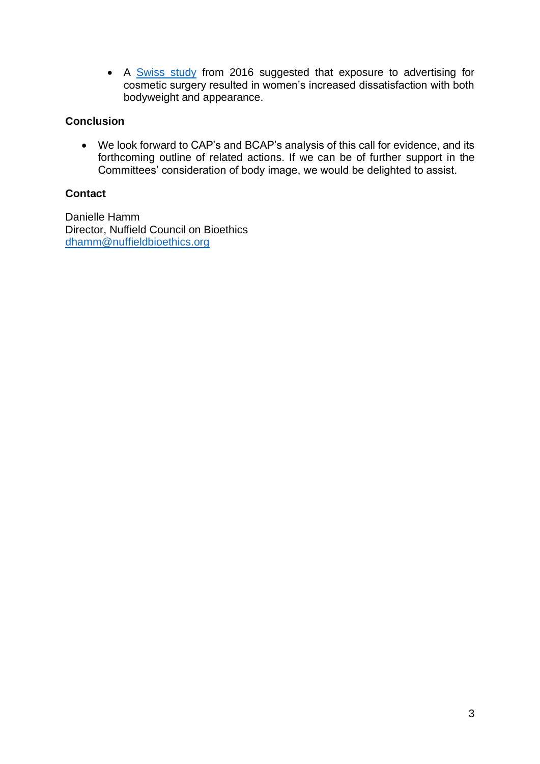- A [Swiss study]() from 2016 suggested that exposure to advertising for cosmetic surgery resulted in women's increased dissatisfaction with both bodyweight and appearance.

**Conclusion**

- We look forward to CAP's and BCAP's analysis of this call for evidence, and its forthcoming outline of related actions. If we can be of further support in the Committees' consideration of body image, we would be delighted to assist.

**Contact**

Danielle Hamm
Director, Nuffield Council on Bioethics
[dhamm@nuffieldbioethics.org](mailto:dhamm@nuffieldbioethics.org)